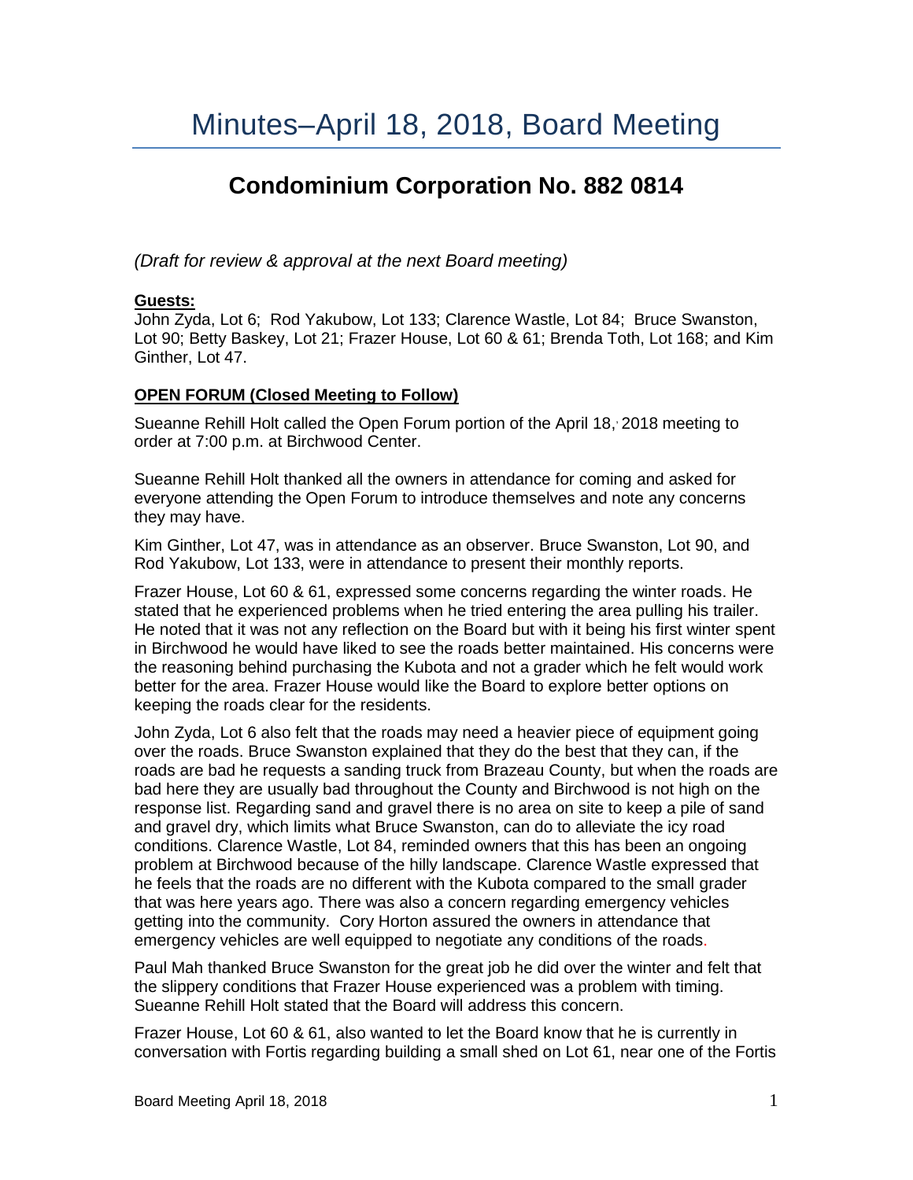# Minutes–April 18, 2018, Board Meeting

## Condominium Corporation No. 882 0814

*(Draft for review & approval at the next Board meeting)*

**Guests:**
John Zyda, Lot 6; Rod Yakubow, Lot 133; Clarence Wastle, Lot 84; Bruce Swanston, Lot 90; Betty Baskey, Lot 21; Frazer House, Lot 60 & 61; Brenda Toth, Lot 168; and Kim Ginther, Lot 47.

**OPEN FORUM (Closed Meeting to Follow)**

Sueanne Rehill Holt called the Open Forum portion of the April 18, 2018 meeting to order at 7:00 p.m. at Birchwood Center.

Sueanne Rehill Holt thanked all the owners in attendance for coming and asked for everyone attending the Open Forum to introduce themselves and note any concerns they may have.

Kim Ginther, Lot 47, was in attendance as an observer. Bruce Swanston, Lot 90, and Rod Yakubow, Lot 133, were in attendance to present their monthly reports.

Frazer House, Lot 60 & 61, expressed some concerns regarding the winter roads. He stated that he experienced problems when he tried entering the area pulling his trailer. He noted that it was not any reflection on the Board but with it being his first winter spent in Birchwood he would have liked to see the roads better maintained. His concerns were the reasoning behind purchasing the Kubota and not a grader which he felt would work better for the area. Frazer House would like the Board to explore better options on keeping the roads clear for the residents.

John Zyda, Lot 6 also felt that the roads may need a heavier piece of equipment going over the roads. Bruce Swanston explained that they do the best that they can, if the roads are bad he requests a sanding truck from Brazeau County, but when the roads are bad here they are usually bad throughout the County and Birchwood is not high on the response list. Regarding sand and gravel there is no area on site to keep a pile of sand and gravel dry, which limits what Bruce Swanston, can do to alleviate the icy road conditions. Clarence Wastle, Lot 84, reminded owners that this has been an ongoing problem at Birchwood because of the hilly landscape. Clarence Wastle expressed that he feels that the roads are no different with the Kubota compared to the small grader that was here years ago. There was also a concern regarding emergency vehicles getting into the community. Cory Horton assured the owners in attendance that emergency vehicles are well equipped to negotiate any conditions of the roads.

Paul Mah thanked Bruce Swanston for the great job he did over the winter and felt that the slippery conditions that Frazer House experienced was a problem with timing. Sueanne Rehill Holt stated that the Board will address this concern.

Frazer House, Lot 60 & 61, also wanted to let the Board know that he is currently in conversation with Fortis regarding building a small shed on Lot 61, near one of the Fortis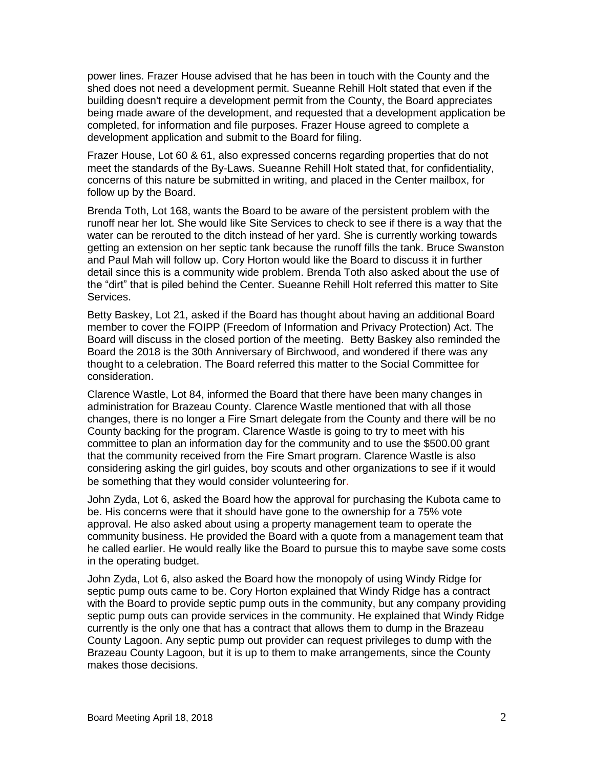power lines. Frazer House advised that he has been in touch with the County and the shed does not need a development permit. Sueanne Rehill Holt stated that even if the building doesn't require a development permit from the County, the Board appreciates being made aware of the development, and requested that a development application be completed, for information and file purposes. Frazer House agreed to complete a development application and submit to the Board for filing.

Frazer House, Lot 60 & 61, also expressed concerns regarding properties that do not meet the standards of the By-Laws. Sueanne Rehill Holt stated that, for confidentiality, concerns of this nature be submitted in writing, and placed in the Center mailbox, for follow up by the Board.

Brenda Toth, Lot 168, wants the Board to be aware of the persistent problem with the runoff near her lot. She would like Site Services to check to see if there is a way that the water can be rerouted to the ditch instead of her yard. She is currently working towards getting an extension on her septic tank because the runoff fills the tank. Bruce Swanston and Paul Mah will follow up. Cory Horton would like the Board to discuss it in further detail since this is a community wide problem. Brenda Toth also asked about the use of the "dirt" that is piled behind the Center. Sueanne Rehill Holt referred this matter to Site Services.

Betty Baskey, Lot 21, asked if the Board has thought about having an additional Board member to cover the FOIPP (Freedom of Information and Privacy Protection) Act. The Board will discuss in the closed portion of the meeting. Betty Baskey also reminded the Board the 2018 is the 30th Anniversary of Birchwood, and wondered if there was any thought to a celebration. The Board referred this matter to the Social Committee for consideration.

Clarence Wastle, Lot 84, informed the Board that there have been many changes in administration for Brazeau County. Clarence Wastle mentioned that with all those changes, there is no longer a Fire Smart delegate from the County and there will be no County backing for the program. Clarence Wastle is going to try to meet with his committee to plan an information day for the community and to use the $500.00 grant that the community received from the Fire Smart program. Clarence Wastle is also considering asking the girl guides, boy scouts and other organizations to see if it would be something that they would consider volunteering for.

John Zyda, Lot 6, asked the Board how the approval for purchasing the Kubota came to be. His concerns were that it should have gone to the ownership for a 75% vote approval. He also asked about using a property management team to operate the community business. He provided the Board with a quote from a management team that he called earlier. He would really like the Board to pursue this to maybe save some costs in the operating budget.

John Zyda, Lot 6, also asked the Board how the monopoly of using Windy Ridge for septic pump outs came to be. Cory Horton explained that Windy Ridge has a contract with the Board to provide septic pump outs in the community, but any company providing septic pump outs can provide services in the community. He explained that Windy Ridge currently is the only one that has a contract that allows them to dump in the Brazeau County Lagoon. Any septic pump out provider can request privileges to dump with the Brazeau County Lagoon, but it is up to them to make arrangements, since the County makes those decisions.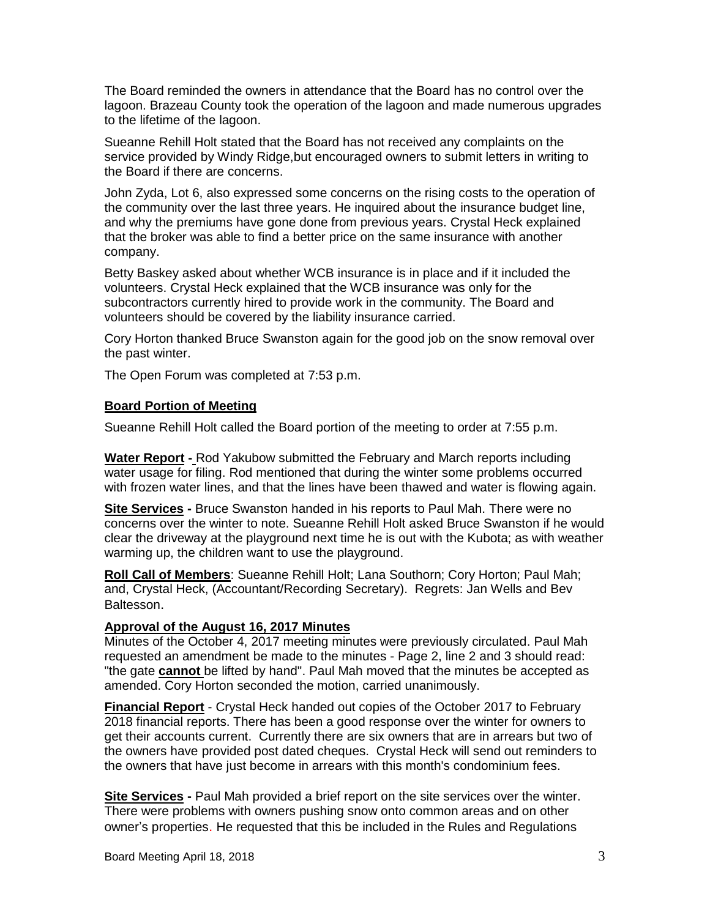The Board reminded the owners in attendance that the Board has no control over the lagoon. Brazeau County took the operation of the lagoon and made numerous upgrades to the lifetime of the lagoon.

Sueanne Rehill Holt stated that the Board has not received any complaints on the service provided by Windy Ridge,but encouraged owners to submit letters in writing to the Board if there are concerns.

John Zyda, Lot 6, also expressed some concerns on the rising costs to the operation of the community over the last three years. He inquired about the insurance budget line, and why the premiums have gone done from previous years. Crystal Heck explained that the broker was able to find a better price on the same insurance with another company.

Betty Baskey asked about whether WCB insurance is in place and if it included the volunteers. Crystal Heck explained that the WCB insurance was only for the subcontractors currently hired to provide work in the community. The Board and volunteers should be covered by the liability insurance carried.

Cory Horton thanked Bruce Swanston again for the good job on the snow removal over the past winter.

The Open Forum was completed at 7:53 p.m.

**Board Portion of Meeting**

Sueanne Rehill Holt called the Board portion of the meeting to order at 7:55 p.m.

**Water Report -** Rod Yakubow submitted the February and March reports including water usage for filing. Rod mentioned that during the winter some problems occurred with frozen water lines, and that the lines have been thawed and water is flowing again.

**Site Services -** Bruce Swanston handed in his reports to Paul Mah. There were no concerns over the winter to note. Sueanne Rehill Holt asked Bruce Swanston if he would clear the driveway at the playground next time he is out with the Kubota; as with weather warming up, the children want to use the playground.

**Roll Call of Members**: Sueanne Rehill Holt; Lana Southorn; Cory Horton; Paul Mah; and, Crystal Heck, (Accountant/Recording Secretary). Regrets: Jan Wells and Bev Baltesson.

**Approval of the August 16, 2017 Minutes**

Minutes of the October 4, 2017 meeting minutes were previously circulated. Paul Mah requested an amendment be made to the minutes - Page 2, line 2 and 3 should read: "the gate **cannot** be lifted by hand". Paul Mah moved that the minutes be accepted as amended. Cory Horton seconded the motion, carried unanimously.

**Financial Report** - Crystal Heck handed out copies of the October 2017 to February 2018 financial reports. There has been a good response over the winter for owners to get their accounts current. Currently there are six owners that are in arrears but two of the owners have provided post dated cheques. Crystal Heck will send out reminders to the owners that have just become in arrears with this month's condominium fees.

**Site Services -** Paul Mah provided a brief report on the site services over the winter. There were problems with owners pushing snow onto common areas and on other owner's properties. He requested that this be included in the Rules and Regulations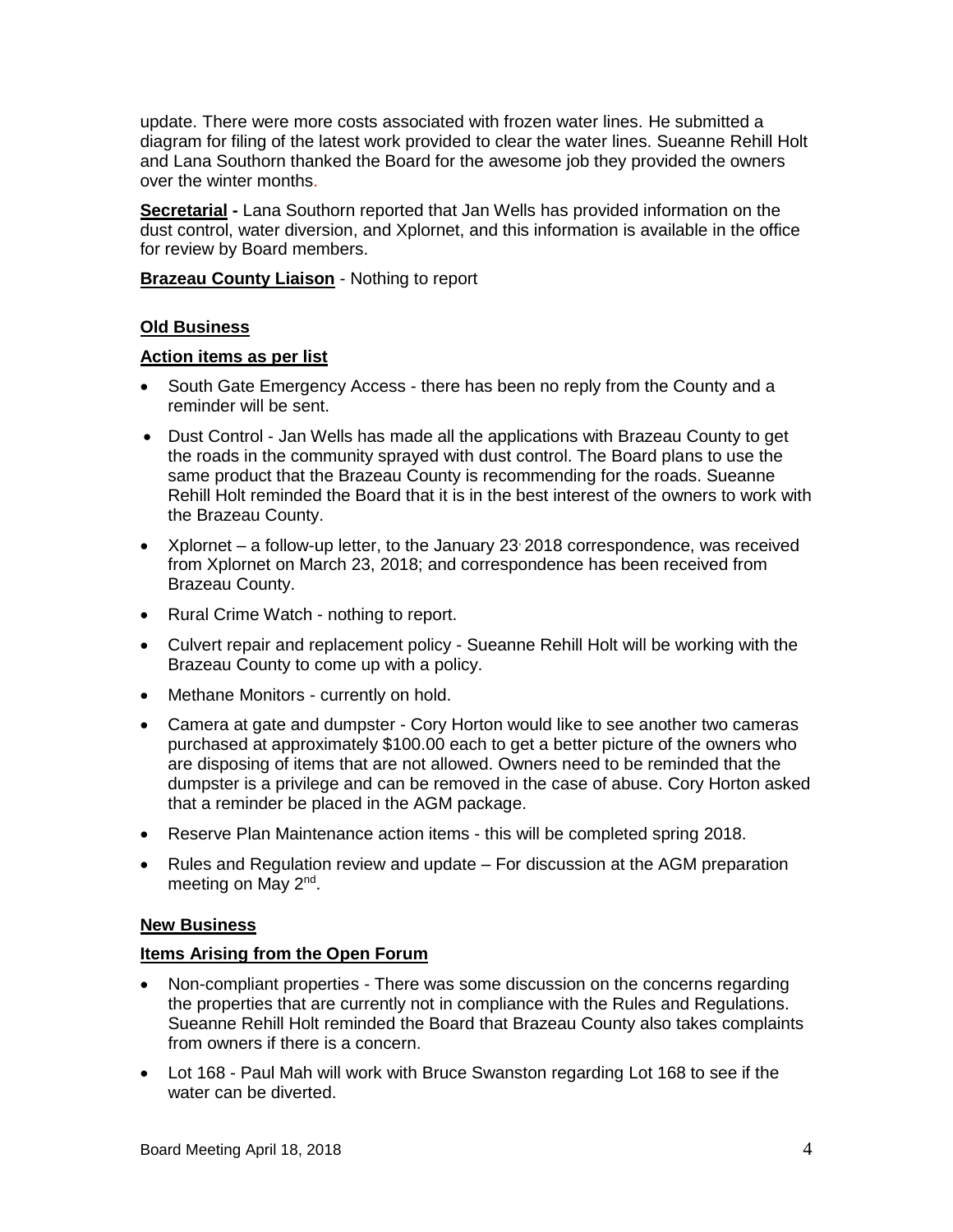update. There were more costs associated with frozen water lines. He submitted a diagram for filing of the latest work provided to clear the water lines. Sueanne Rehill Holt and Lana Southorn thanked the Board for the awesome job they provided the owners over the winter months.

**Secretarial -** Lana Southorn reported that Jan Wells has provided information on the dust control, water diversion, and Xplornet, and this information is available in the office for review by Board members.

**Brazeau County Liaison** - Nothing to report

**Old Business**

**Action items as per list**

- South Gate Emergency Access - there has been no reply from the County and a reminder will be sent.
- Dust Control - Jan Wells has made all the applications with Brazeau County to get the roads in the community sprayed with dust control. The Board plans to use the same product that the Brazeau County is recommending for the roads. Sueanne Rehill Holt reminded the Board that it is in the best interest of the owners to work with the Brazeau County.
- Xplornet – a follow-up letter, to the January 23, 2018 correspondence, was received from Xplornet on March 23, 2018; and correspondence has been received from Brazeau County.
- Rural Crime Watch - nothing to report.
- Culvert repair and replacement policy - Sueanne Rehill Holt will be working with the Brazeau County to come up with a policy.
- Methane Monitors - currently on hold.
- Camera at gate and dumpster - Cory Horton would like to see another two cameras purchased at approximately $100.00 each to get a better picture of the owners who are disposing of items that are not allowed. Owners need to be reminded that the dumpster is a privilege and can be removed in the case of abuse. Cory Horton asked that a reminder be placed in the AGM package.
- Reserve Plan Maintenance action items - this will be completed spring 2018.
- Rules and Regulation review and update – For discussion at the AGM preparation meeting on May 2nd.

**New Business**

**Items Arising from the Open Forum**

- Non-compliant properties - There was some discussion on the concerns regarding the properties that are currently not in compliance with the Rules and Regulations. Sueanne Rehill Holt reminded the Board that Brazeau County also takes complaints from owners if there is a concern.
- Lot 168 - Paul Mah will work with Bruce Swanston regarding Lot 168 to see if the water can be diverted.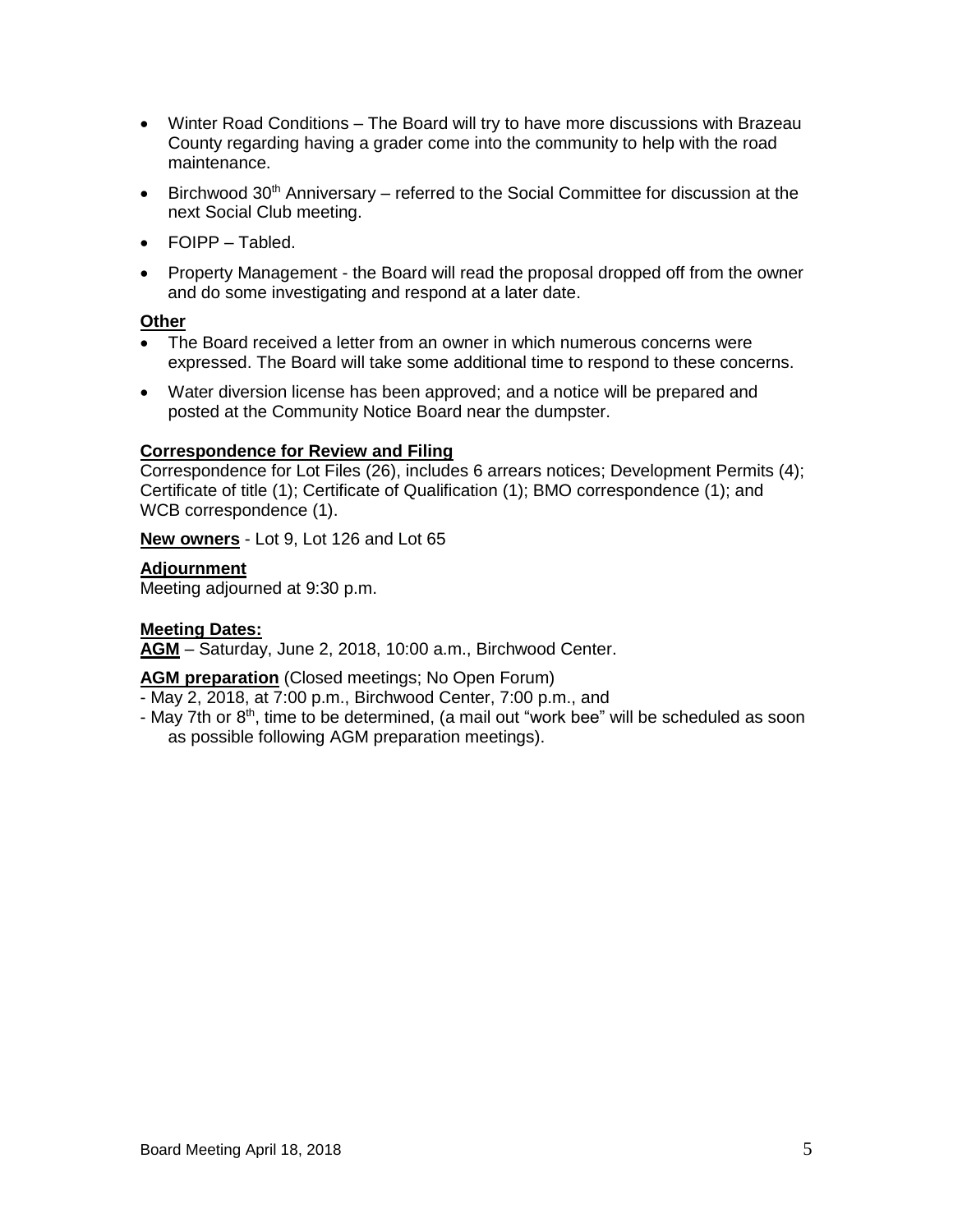- Winter Road Conditions – The Board will try to have more discussions with Brazeau County regarding having a grader come into the community to help with the road maintenance.
- Birchwood 30th Anniversary – referred to the Social Committee for discussion at the next Social Club meeting.
- FOIPP – Tabled.
- Property Management - the Board will read the proposal dropped off from the owner and do some investigating and respond at a later date.

**Other**

- The Board received a letter from an owner in which numerous concerns were expressed. The Board will take some additional time to respond to these concerns.
- Water diversion license has been approved; and a notice will be prepared and posted at the Community Notice Board near the dumpster.

**Correspondence for Review and Filing**

Correspondence for Lot Files (26), includes 6 arrears notices; Development Permits (4); Certificate of title (1); Certificate of Qualification (1); BMO correspondence (1); and WCB correspondence (1).

**New owners** - Lot 9, Lot 126 and Lot 65

**Adjournment**

Meeting adjourned at 9:30 p.m.

**Meeting Dates:**

**AGM** – Saturday, June 2, 2018, 10:00 a.m., Birchwood Center.

**AGM preparation** (Closed meetings; No Open Forum)

- May 2, 2018, at 7:00 p.m., Birchwood Center, 7:00 p.m., and
- May 7th or 8th, time to be determined, (a mail out "work bee" will be scheduled as soon as possible following AGM preparation meetings).